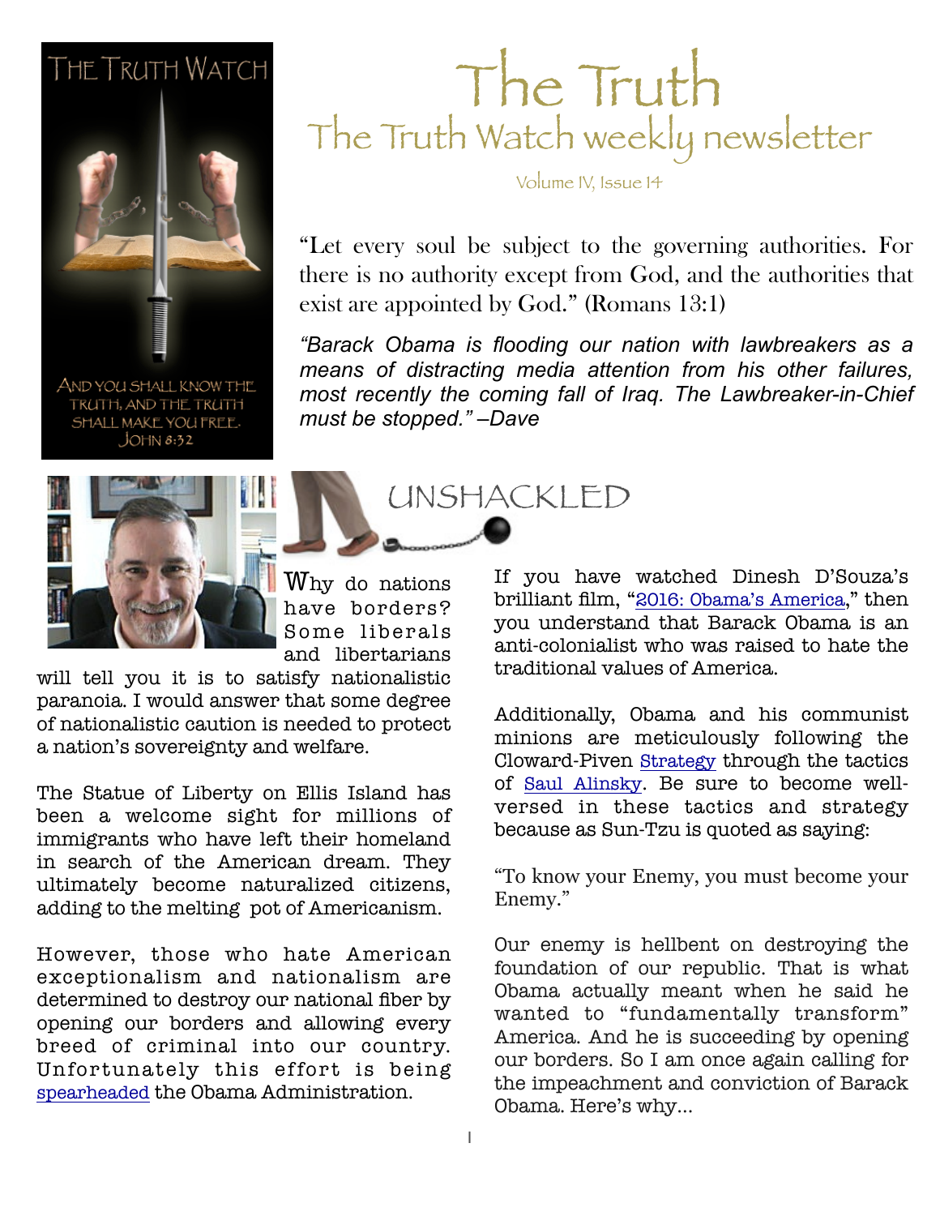THE TRUTH WATCH

AND YOU SHALL KNOW THE TRUTH, AND THE TRUTH SHALL MAKE YOU FREE. JOHN 8:32

# The Truth

## The Truth Watch weekly newsletter

Volume IV, Issue 14

"Let every soul be subject to the governing authorities. For there is no authority except from God, and the authorities that exist are appointed by God." (Romans 13:1)

*"Barack Obama is flooding our nation with lawbreakers as a means of distracting media attention from his other failures, most recently the coming fall of Iraq. The Lawbreaker-in-Chief must be stopped." –Dave*

## UNSHACKLED

Why do nations have borders? Some liberals and libertarians will tell you it is to satisfy nationalistic paranoia. I would answer that some degree of nationalistic caution is needed to protect a nation's sovereignty and welfare.

The Statue of Liberty on Ellis Island has been a welcome sight for millions of immigrants who have left their homeland in search of the American dream. They ultimately become naturalized citizens, adding to the melting pot of Americanism.

However, those who hate American exceptionalism and nationalism are determined to destroy our national fiber by opening our borders and allowing every breed of criminal into our country. Unfortunately this effort is being spearheaded the Obama Administration.

If you have watched Dinesh D'Souza's brilliant film, "2016: Obama's America," then you understand that Barack Obama is an anti-colonialist who was raised to hate the traditional values of America.

Additionally, Obama and his communist minions are meticulously following the Cloward-Piven Strategy through the tactics of Saul Alinsky. Be sure to become well-versed in these tactics and strategy because as Sun-Tzu is quoted as saying:

"To know your Enemy, you must become your Enemy."

Our enemy is hellbent on destroying the foundation of our republic. That is what Obama actually meant when he said he wanted to "fundamentally transform" America. And he is succeeding by opening our borders. So I am once again calling for the impeachment and conviction of Barack Obama. Here's why...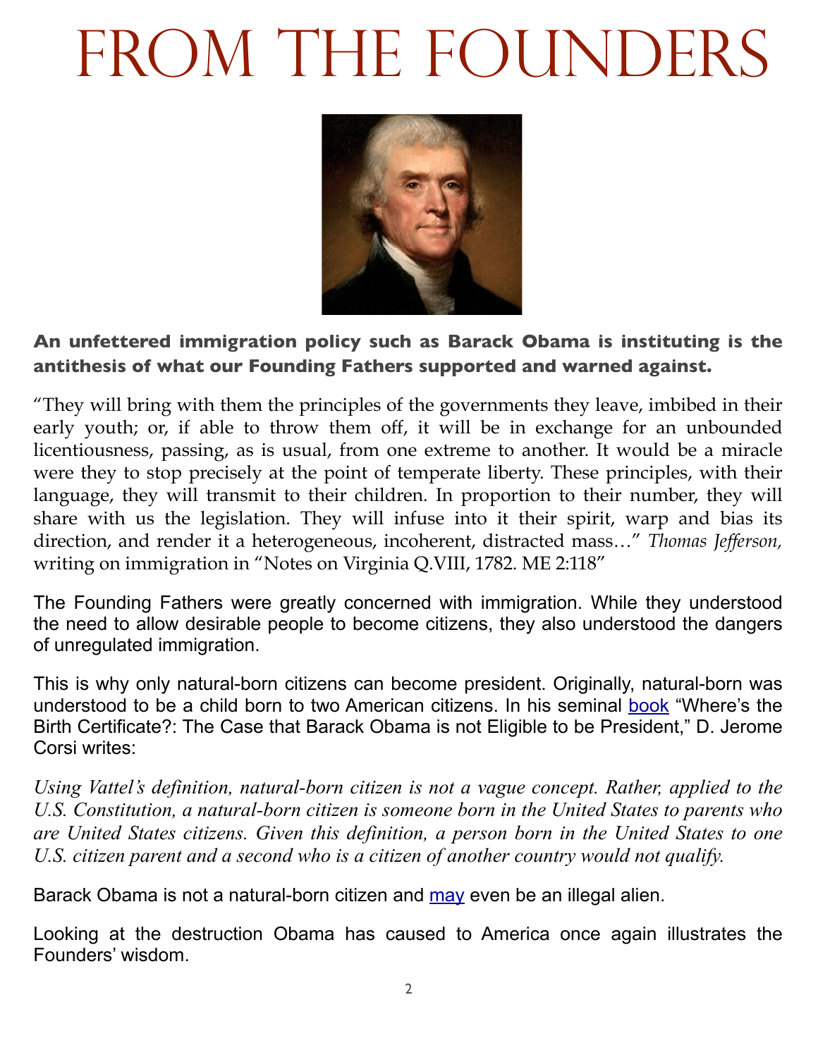# FROM THE FOUNDERS

**An unfettered immigration policy such as Barack Obama is instituting is the antithesis of what our Founding Fathers supported and warned against.**

"They will bring with them the principles of the governments they leave, imbibed in their early youth; or, if able to throw them off, it will be in exchange for an unbounded licentiousness, passing, as is usual, from one extreme to another. It would be a miracle were they to stop precisely at the point of temperate liberty. These principles, with their language, they will transmit to their children. In proportion to their number, they will share with us the legislation. They will infuse into it their spirit, warp and bias its direction, and render it a heterogeneous, incoherent, distracted mass…" *Thomas Jefferson,* writing on immigration in "Notes on Virginia Q.VIII, 1782. ME 2:118"

The Founding Fathers were greatly concerned with immigration. While they understood the need to allow desirable people to become citizens, they also understood the dangers of unregulated immigration.

This is why only natural-born citizens can become president. Originally, natural-born was understood to be a child born to two American citizens. In his seminal book "Where's the Birth Certificate?: The Case that Barack Obama is not Eligible to be President," D. Jerome Corsi writes:

*Using Vattel's definition, natural-born citizen is not a vague concept. Rather, applied to the U.S. Constitution, a natural-born citizen is someone born in the United States to parents who are United States citizens. Given this definition, a person born in the United States to one U.S. citizen parent and a second who is a citizen of another country would not qualify.*

Barack Obama is not a natural-born citizen and may even be an illegal alien.

Looking at the destruction Obama has caused to America once again illustrates the Founders' wisdom.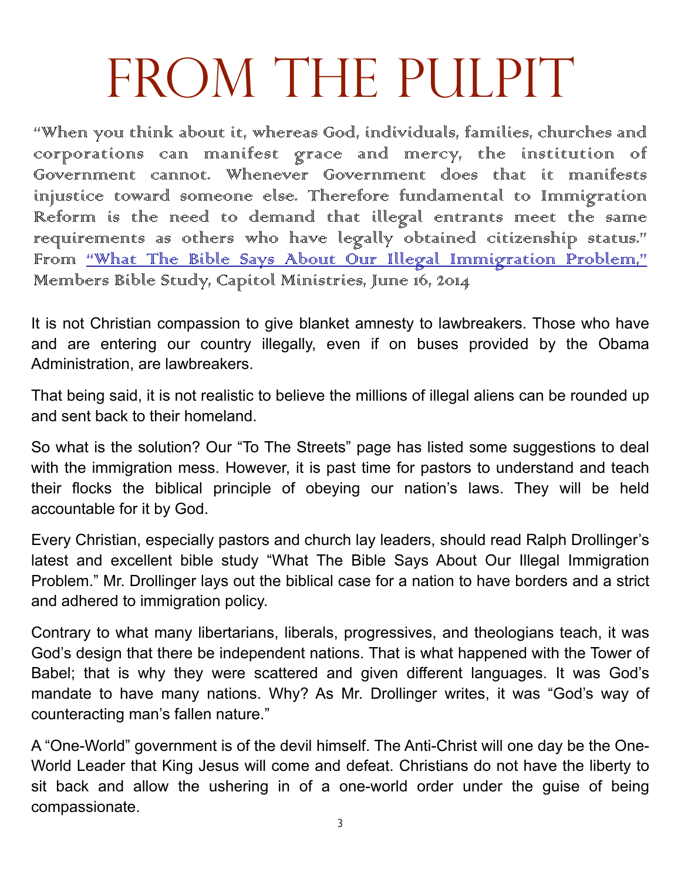# FROM THE PULPIT

"When you think about it, whereas God, individuals, families, churches and corporations can manifest grace and mercy, the institution of Government cannot. Whenever Government does that it manifests injustice toward someone else. Therefore fundamental to Immigration Reform is the need to demand that illegal entrants meet the same requirements as others who have legally obtained citizenship status." From "What The Bible Says About Our Illegal Immigration Problem," Members Bible Study, Capitol Ministries, June 16, 2014

It is not Christian compassion to give blanket amnesty to lawbreakers. Those who have and are entering our country illegally, even if on buses provided by the Obama Administration, are lawbreakers.

That being said, it is not realistic to believe the millions of illegal aliens can be rounded up and sent back to their homeland.

So what is the solution? Our "To The Streets" page has listed some suggestions to deal with the immigration mess. However, it is past time for pastors to understand and teach their flocks the biblical principle of obeying our nation's laws. They will be held accountable for it by God.

Every Christian, especially pastors and church lay leaders, should read Ralph Drollinger's latest and excellent bible study "What The Bible Says About Our Illegal Immigration Problem." Mr. Drollinger lays out the biblical case for a nation to have borders and a strict and adhered to immigration policy.

Contrary to what many libertarians, liberals, progressives, and theologians teach, it was God's design that there be independent nations. That is what happened with the Tower of Babel; that is why they were scattered and given different languages. It was God's mandate to have many nations. Why? As Mr. Drollinger writes, it was "God's way of counteracting man's fallen nature."

A "One-World" government is of the devil himself. The Anti-Christ will one day be the One-World Leader that King Jesus will come and defeat. Christians do not have the liberty to sit back and allow the ushering in of a one-world order under the guise of being compassionate.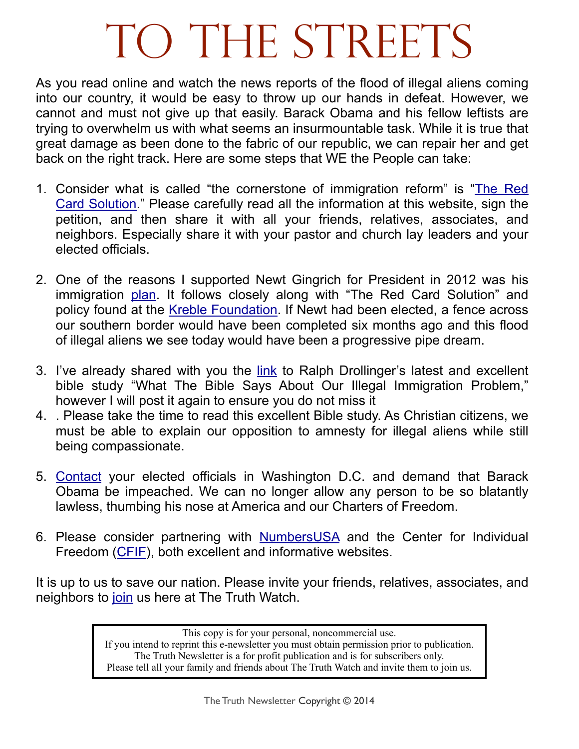# TO THE STREETS

As you read online and watch the news reports of the flood of illegal aliens coming into our country, it would be easy to throw up our hands in defeat. However, we cannot and must not give up that easily. Barack Obama and his fellow leftists are trying to overwhelm us with what seems an insurmountable task. While it is true that great damage as been done to the fabric of our republic, we can repair her and get back on the right track. Here are some steps that WE the People can take:

1. Consider what is called "the cornerstone of immigration reform" is "The Red Card Solution." Please carefully read all the information at this website, sign the petition, and then share it with all your friends, relatives, associates, and neighbors. Especially share it with your pastor and church lay leaders and your elected officials.

2. One of the reasons I supported Newt Gingrich for President in 2012 was his immigration plan. It follows closely along with "The Red Card Solution" and policy found at the Kreble Foundation. If Newt had been elected, a fence across our southern border would have been completed six months ago and this flood of illegal aliens we see today would have been a progressive pipe dream.

3. I've already shared with you the link to Ralph Drollinger's latest and excellent bible study "What The Bible Says About Our Illegal Immigration Problem," however I will post it again to ensure you do not miss it
4. . Please take the time to read this excellent Bible study. As Christian citizens, we must be able to explain our opposition to amnesty for illegal aliens while still being compassionate.

5. Contact your elected officials in Washington D.C. and demand that Barack Obama be impeached. We can no longer allow any person to be so blatantly lawless, thumbing his nose at America and our Charters of Freedom.

6. Please consider partnering with NumbersUSA and the Center for Individual Freedom (CFIF), both excellent and informative websites.

It is up to us to save our nation. Please invite your friends, relatives, associates, and neighbors to join us here at The Truth Watch.

This copy is for your personal, noncommercial use.
If you intend to reprint this e-newsletter you must obtain permission prior to publication.
The Truth Newsletter is a for profit publication and is for subscribers only.
Please tell all your family and friends about The Truth Watch and invite them to join us.

The Truth Newsletter Copyright © 2014